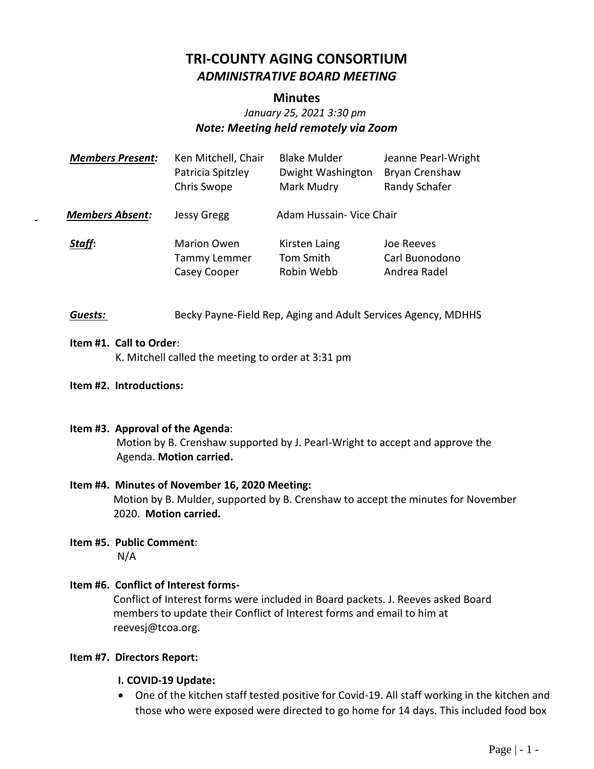# TRI-COUNTY AGING CONSORTIUM
## *ADMINISTRATIVE BOARD MEETING*

### Minutes

*January 25, 2021 3:30 pm*

***Note: Meeting held remotely via Zoom***

| | | | |
|---|---|---|---|
| ***Members Present:*** | Ken Mitchell, Chair | Blake Mulder | Jeanne Pearl-Wright |
| | Patricia Spitzley | Dwight Washington | Bryan Crenshaw |
| | Chris Swope | Mark Mudry | Randy Schafer |
| ***Members Absent:*** | Jessy Gregg | Adam Hussain- Vice Chair | |
| ***Staff*:** | Marion Owen | Kirsten Laing | Joe Reeves |
| | Tammy Lemmer | Tom Smith | Carl Buonodono |
| | Casey Cooper | Robin Webb | Andrea Radel |

***Guests:*** Becky Payne-Field Rep, Aging and Adult Services Agency, MDHHS

**Item #1. Call to Order**:
K. Mitchell called the meeting to order at 3:31 pm

**Item #2. Introductions:**

**Item #3. Approval of the Agenda**:
Motion by B. Crenshaw supported by J. Pearl-Wright to accept and approve the Agenda. **Motion carried.**

**Item #4. Minutes of November 16, 2020 Meeting:**
Motion by B. Mulder, supported by B. Crenshaw to accept the minutes for November 2020. **Motion carried.**

**Item #5. Public Comment**:
N/A

**Item #6. Conflict of Interest forms-**
Conflict of Interest forms were included in Board packets. J. Reeves asked Board members to update their Conflict of Interest forms and email to him at reevesj@tcoa.org.

**Item #7. Directors Report:**

**I. COVID-19 Update:**

- One of the kitchen staff tested positive for Covid-19. All staff working in the kitchen and those who were exposed were directed to go home for 14 days. This included food box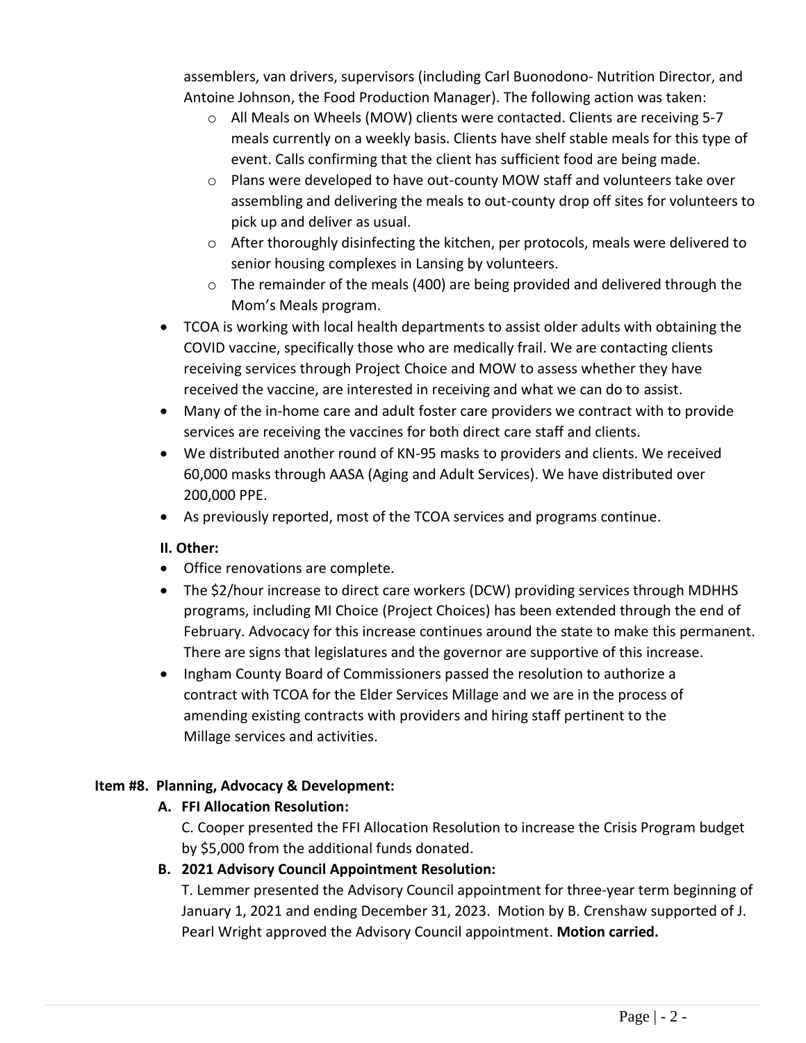assemblers, van drivers, supervisors (including Carl Buonodono- Nutrition Director, and Antoine Johnson, the Food Production Manager). The following action was taken:

  - All Meals on Wheels (MOW) clients were contacted. Clients are receiving 5-7 meals currently on a weekly basis. Clients have shelf stable meals for this type of event. Calls confirming that the client has sufficient food are being made.
  - Plans were developed to have out-county MOW staff and volunteers take over assembling and delivering the meals to out-county drop off sites for volunteers to pick up and deliver as usual.
  - After thoroughly disinfecting the kitchen, per protocols, meals were delivered to senior housing complexes in Lansing by volunteers.
  - The remainder of the meals (400) are being provided and delivered through the Mom's Meals program.
- TCOA is working with local health departments to assist older adults with obtaining the COVID vaccine, specifically those who are medically frail. We are contacting clients receiving services through Project Choice and MOW to assess whether they have received the vaccine, are interested in receiving and what we can do to assist.
- Many of the in-home care and adult foster care providers we contract with to provide services are receiving the vaccines for both direct care staff and clients.
- We distributed another round of KN-95 masks to providers and clients. We received 60,000 masks through AASA (Aging and Adult Services). We have distributed over 200,000 PPE.
- As previously reported, most of the TCOA services and programs continue.

**II. Other:**

- Office renovations are complete.
- The $2/hour increase to direct care workers (DCW) providing services through MDHHS programs, including MI Choice (Project Choices) has been extended through the end of February. Advocacy for this increase continues around the state to make this permanent. There are signs that legislatures and the governor are supportive of this increase.
- Ingham County Board of Commissioners passed the resolution to authorize a contract with TCOA for the Elder Services Millage and we are in the process of amending existing contracts with providers and hiring staff pertinent to the Millage services and activities.

**Item #8. Planning, Advocacy & Development:**

**A. FFI Allocation Resolution:**

C. Cooper presented the FFI Allocation Resolution to increase the Crisis Program budget by $5,000 from the additional funds donated.

**B. 2021 Advisory Council Appointment Resolution:**

T. Lemmer presented the Advisory Council appointment for three-year term beginning of January 1, 2021 and ending December 31, 2023. Motion by B. Crenshaw supported of J. Pearl Wright approved the Advisory Council appointment. **Motion carried.**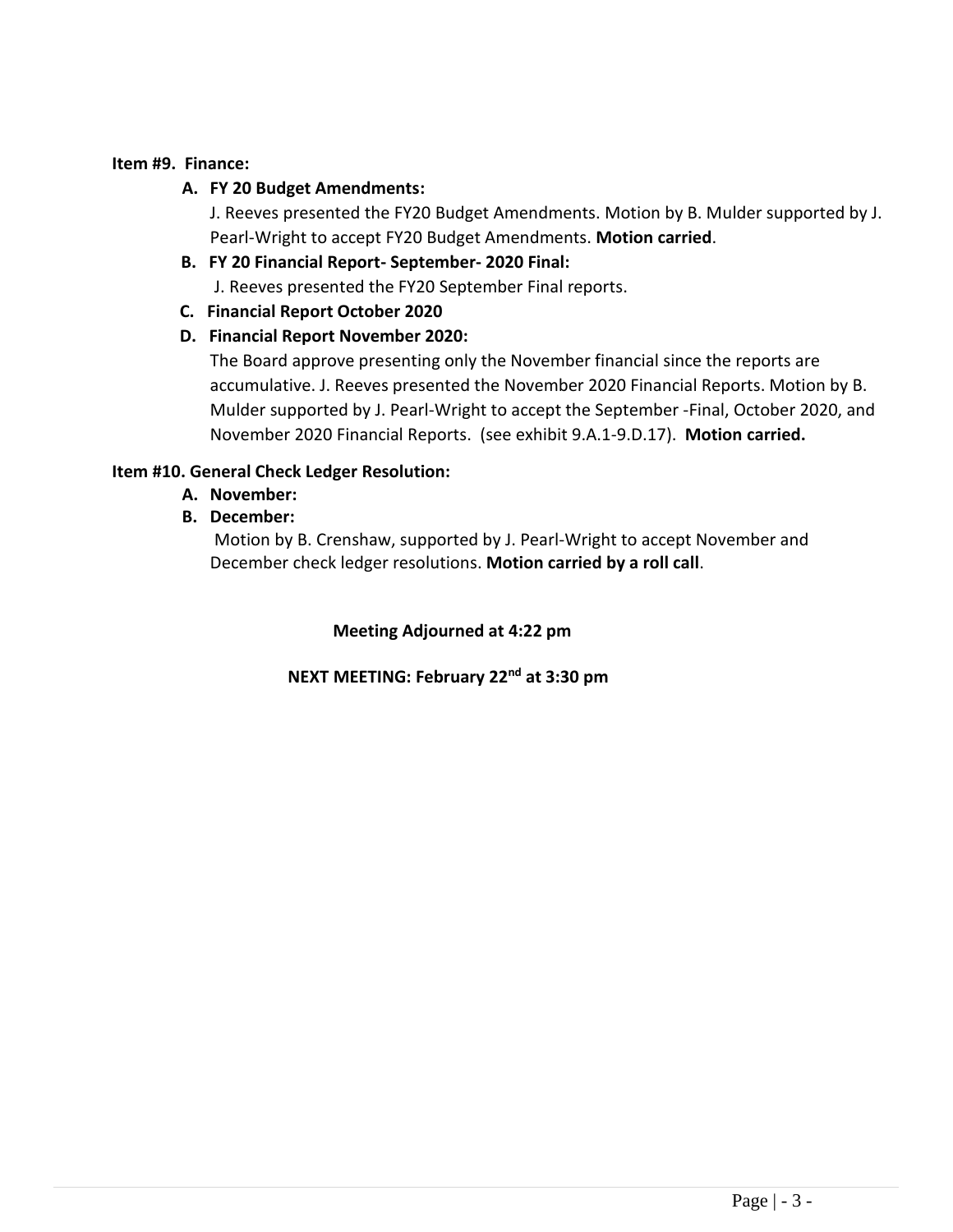**Item #9. Finance:**

**A. FY 20 Budget Amendments:**

J. Reeves presented the FY20 Budget Amendments. Motion by B. Mulder supported by J. Pearl-Wright to accept FY20 Budget Amendments. **Motion carried**.

**B. FY 20 Financial Report- September- 2020 Final:**

J. Reeves presented the FY20 September Final reports.

**C. Financial Report October 2020**

**D. Financial Report November 2020:**

The Board approve presenting only the November financial since the reports are accumulative. J. Reeves presented the November 2020 Financial Reports. Motion by B. Mulder supported by J. Pearl-Wright to accept the September -Final, October 2020, and November 2020 Financial Reports. (see exhibit 9.A.1-9.D.17). **Motion carried.**

**Item #10. General Check Ledger Resolution:**

**A. November:**

**B. December:**

Motion by B. Crenshaw, supported by J. Pearl-Wright to accept November and December check ledger resolutions. **Motion carried by a roll call**.

**Meeting Adjourned at 4:22 pm**

**NEXT MEETING: February 22nd at 3:30 pm**